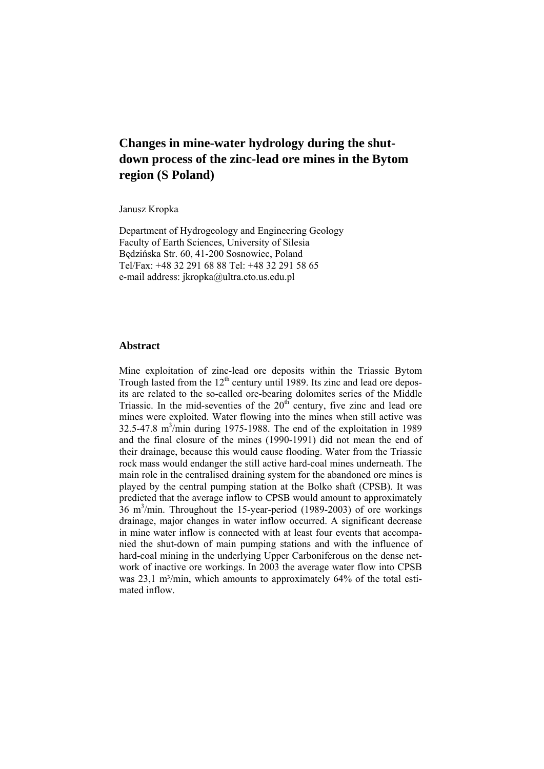# Changes in mine-water hydrology during the shut-down process of the zinc-lead ore mines in the Bytom region (S Poland)

Janusz Kropka

Department of Hydrogeology and Engineering Geology
Faculty of Earth Sciences, University of Silesia
Będzińska Str. 60, 41-200 Sosnowiec, Poland
Tel/Fax: +48 32 291 68 88 Tel: +48 32 291 58 65
e-mail address: jkropka@ultra.cto.us.edu.pl

## Abstract

Mine exploitation of zinc-lead ore deposits within the Triassic Bytom Trough lasted from the 12th century until 1989. Its zinc and lead ore deposits are related to the so-called ore-bearing dolomites series of the Middle Triassic. In the mid-seventies of the 20th century, five zinc and lead ore mines were exploited. Water flowing into the mines when still active was 32.5-47.8 $m^3$/min during 1975-1988. The end of the exploitation in 1989 and the final closure of the mines (1990-1991) did not mean the end of their drainage, because this would cause flooding. Water from the Triassic rock mass would endanger the still active hard-coal mines underneath. The main role in the centralised draining system for the abandoned ore mines is played by the central pumping station at the Bolko shaft (CPSB). It was predicted that the average inflow to CPSB would amount to approximately 36 $m^3$/min. Throughout the 15-year-period (1989-2003) of ore workings drainage, major changes in water inflow occurred. A significant decrease in mine water inflow is connected with at least four events that accompanied the shut-down of main pumping stations and with the influence of hard-coal mining in the underlying Upper Carboniferous on the dense network of inactive ore workings. In 2003 the average water flow into CPSB was 23,1 $m^3$/min, which amounts to approximately 64% of the total estimated inflow.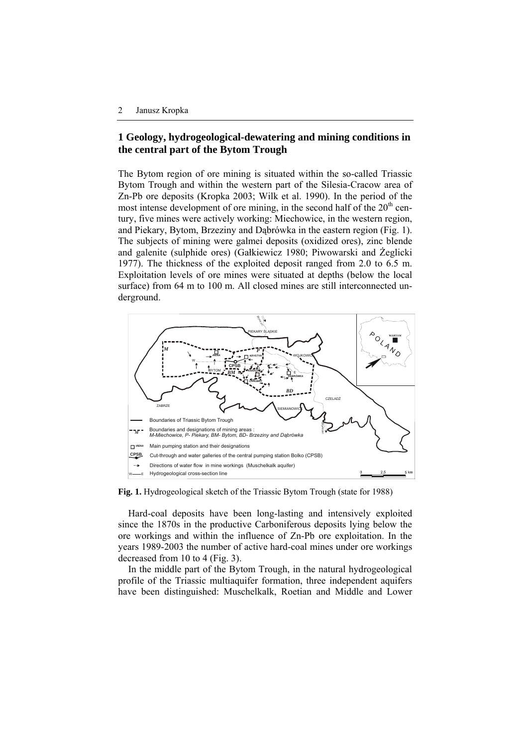## 1 Geology, hydrogeological-dewatering and mining conditions in the central part of the Bytom Trough

The Bytom region of ore mining is situated within the so-called Triassic Bytom Trough and within the western part of the Silesia-Cracow area of Zn-Pb ore deposits (Kropka 2003; Wilk et al. 1990). In the period of the most intense development of ore mining, in the second half of the 20th century, five mines were actively working: Miechowice, in the western region, and Piekary, Bytom, Brzeziny and Dąbrówka in the eastern region (Fig. 1). The subjects of mining were galmei deposits (oxidized ores), zinc blende and galenite (sulphide ores) (Gałkiewicz 1980; Piwowarski and Żeglicki 1977). The thickness of the exploited deposit ranged from 2.0 to 6.5 m. Exploitation levels of ore mines were situated at depths (below the local surface) from 64 m to 100 m. All closed mines are still interconnected underground.

**Fig. 1.** Hydrogeological sketch of the Triassic Bytom Trough (state for 1988)

Hard-coal deposits have been long-lasting and intensively exploited since the 1870s in the productive Carboniferous deposits lying below the ore workings and within the influence of Zn-Pb ore exploitation. In the years 1989-2003 the number of active hard-coal mines under ore workings decreased from 10 to 4 (Fig. 3).

In the middle part of the Bytom Trough, in the natural hydrogeological profile of the Triassic multiaquifer formation, three independent aquifers have been distinguished: Muschelkalk, Roetian and Middle and Lower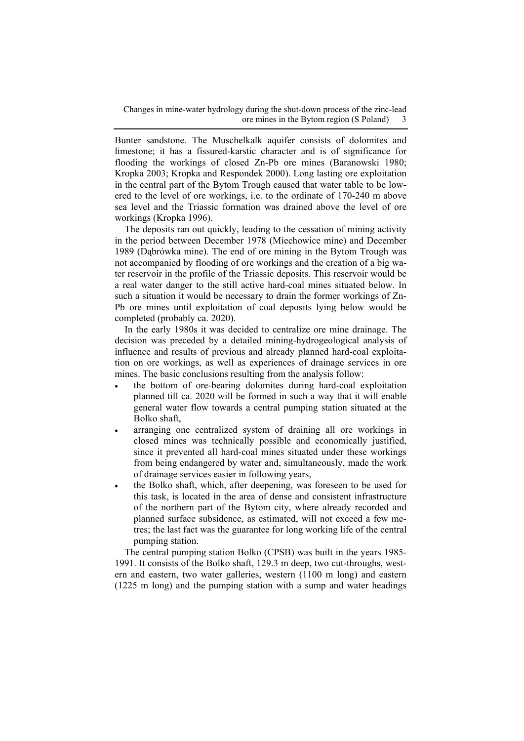Bunter sandstone. The Muschelkalk aquifer consists of dolomites and limestone; it has a fissured-karstic character and is of significance for flooding the workings of closed Zn-Pb ore mines (Baranowski 1980; Kropka 2003; Kropka and Respondek 2000). Long lasting ore exploitation in the central part of the Bytom Trough caused that water table to be lowered to the level of ore workings, i.e. to the ordinate of 170-240 m above sea level and the Triassic formation was drained above the level of ore workings (Kropka 1996).

The deposits ran out quickly, leading to the cessation of mining activity in the period between December 1978 (Miechowice mine) and December 1989 (Dąbrówka mine). The end of ore mining in the Bytom Trough was not accompanied by flooding of ore workings and the creation of a big water reservoir in the profile of the Triassic deposits. This reservoir would be a real water danger to the still active hard-coal mines situated below. In such a situation it would be necessary to drain the former workings of Zn-Pb ore mines until exploitation of coal deposits lying below would be completed (probably ca. 2020).

In the early 1980s it was decided to centralize ore mine drainage. The decision was preceded by a detailed mining-hydrogeological analysis of influence and results of previous and already planned hard-coal exploitation on ore workings, as well as experiences of drainage services in ore mines. The basic conclusions resulting from the analysis follow:

- the bottom of ore-bearing dolomites during hard-coal exploitation planned till ca. 2020 will be formed in such a way that it will enable general water flow towards a central pumping station situated at the Bolko shaft,
- arranging one centralized system of draining all ore workings in closed mines was technically possible and economically justified, since it prevented all hard-coal mines situated under these workings from being endangered by water and, simultaneously, made the work of drainage services easier in following years,
- the Bolko shaft, which, after deepening, was foreseen to be used for this task, is located in the area of dense and consistent infrastructure of the northern part of the Bytom city, where already recorded and planned surface subsidence, as estimated, will not exceed a few metres; the last fact was the guarantee for long working life of the central pumping station.

The central pumping station Bolko (CPSB) was built in the years 1985-1991. It consists of the Bolko shaft, 129.3 m deep, two cut-throughs, western and eastern, two water galleries, western (1100 m long) and eastern (1225 m long) and the pumping station with a sump and water headings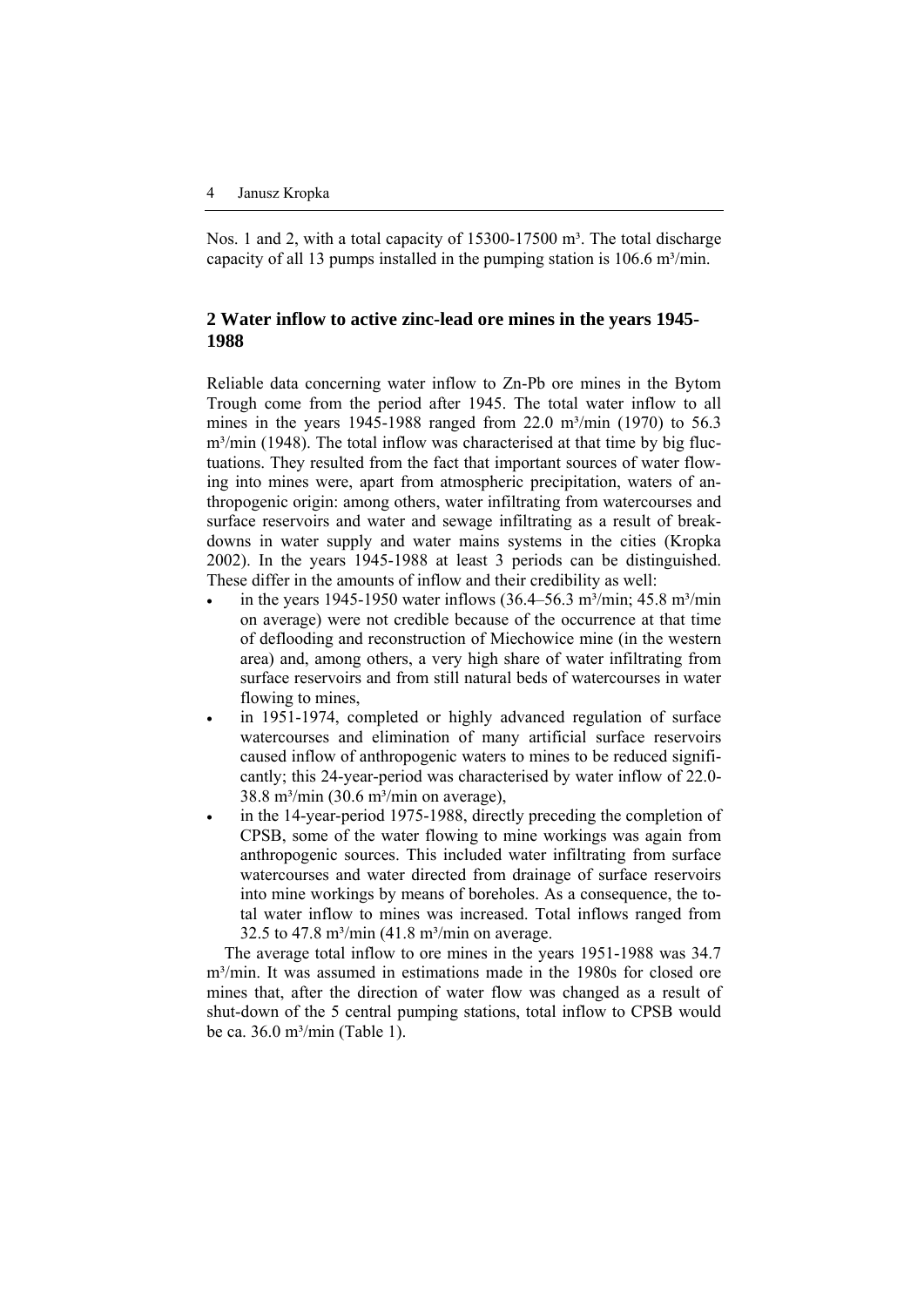Nos. 1 and 2, with a total capacity of 15300-17500 m³. The total discharge capacity of all 13 pumps installed in the pumping station is 106.6 m³/min.

## 2 Water inflow to active zinc-lead ore mines in the years 1945-1988

Reliable data concerning water inflow to Zn-Pb ore mines in the Bytom Trough come from the period after 1945. The total water inflow to all mines in the years 1945-1988 ranged from 22.0 m³/min (1970) to 56.3 m³/min (1948). The total inflow was characterised at that time by big fluctuations. They resulted from the fact that important sources of water flowing into mines were, apart from atmospheric precipitation, waters of anthropogenic origin: among others, water infiltrating from watercourses and surface reservoirs and water and sewage infiltrating as a result of breakdowns in water supply and water mains systems in the cities (Kropka 2002). In the years 1945-1988 at least 3 periods can be distinguished. These differ in the amounts of inflow and their credibility as well:

- in the years 1945-1950 water inflows (36.4–56.3 m³/min; 45.8 m³/min on average) were not credible because of the occurrence at that time of deflooding and reconstruction of Miechowice mine (in the western area) and, among others, a very high share of water infiltrating from surface reservoirs and from still natural beds of watercourses in water flowing to mines,
- in 1951-1974, completed or highly advanced regulation of surface watercourses and elimination of many artificial surface reservoirs caused inflow of anthropogenic waters to mines to be reduced significantly; this 24-year-period was characterised by water inflow of 22.0-38.8 m³/min (30.6 m³/min on average),
- in the 14-year-period 1975-1988, directly preceding the completion of CPSB, some of the water flowing to mine workings was again from anthropogenic sources. This included water infiltrating from surface watercourses and water directed from drainage of surface reservoirs into mine workings by means of boreholes. As a consequence, the total water inflow to mines was increased. Total inflows ranged from 32.5 to 47.8 m³/min (41.8 m³/min on average.

The average total inflow to ore mines in the years 1951-1988 was 34.7 m³/min. It was assumed in estimations made in the 1980s for closed ore mines that, after the direction of water flow was changed as a result of shut-down of the 5 central pumping stations, total inflow to CPSB would be ca. 36.0 m³/min (Table 1).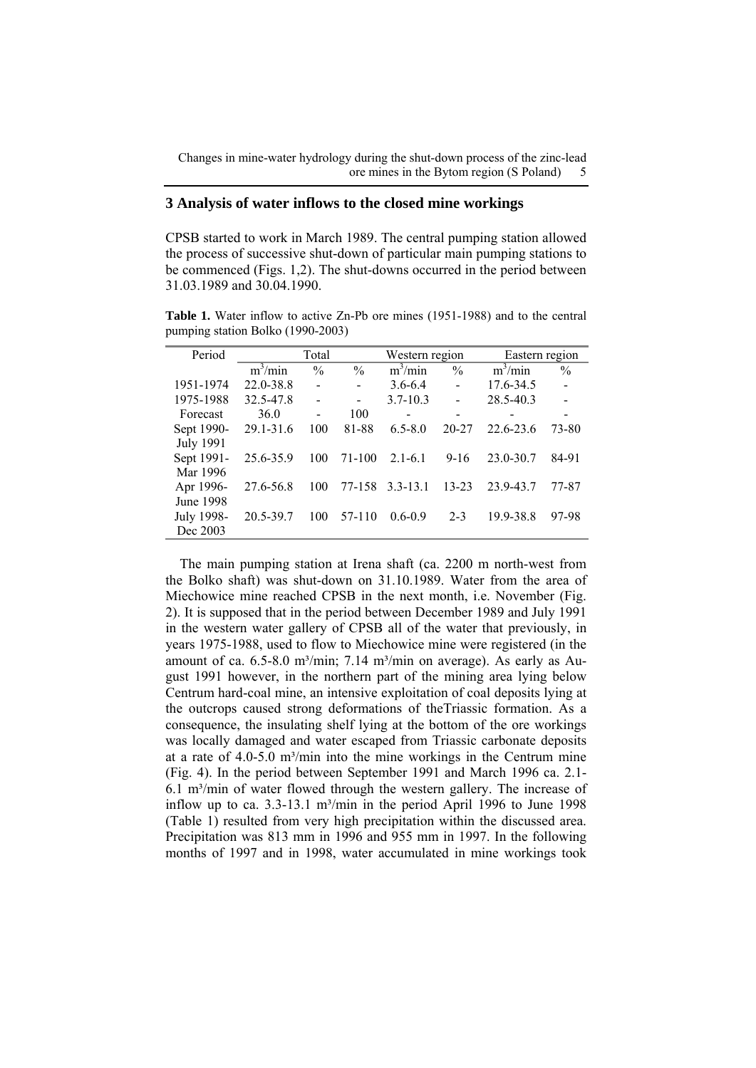## 3 Analysis of water inflows to the closed mine workings

CPSB started to work in March 1989. The central pumping station allowed the process of successive shut-down of particular main pumping stations to be commenced (Figs. 1,2). The shut-downs occurred in the period between 31.03.1989 and 30.04.1990.

**Table 1.** Water inflow to active Zn-Pb ore mines (1951-1988) and to the central pumping station Bolko (1990-2003)

| Period | Total | | | Western region | | Eastern region | |
|---|---|---|---|---|---|---|---|
| | $m^3$/min | % | % | $m^3$/min | % | $m^3$/min | % |
| 1951-1974 | 22.0-38.8 | - | - | 3.6-6.4 | - | 17.6-34.5 | - |
| 1975-1988 | 32.5-47.8 | - | - | 3.7-10.3 | - | 28.5-40.3 | - |
| Forecast | 36.0 | - | 100 | - | - | - | - |
| Sept 1990-July 1991 | 29.1-31.6 | 100 | 81-88 | 6.5-8.0 | 20-27 | 22.6-23.6 | 73-80 |
| Sept 1991-Mar 1996 | 25.6-35.9 | 100 | 71-100 | 2.1-6.1 | 9-16 | 23.0-30.7 | 84-91 |
| Apr 1996-June 1998 | 27.6-56.8 | 100 | 77-158 | 3.3-13.1 | 13-23 | 23.9-43.7 | 77-87 |
| July 1998-Dec 2003 | 20.5-39.7 | 100 | 57-110 | 0.6-0.9 | 2-3 | 19.9-38.8 | 97-98 |

The main pumping station at Irena shaft (ca. 2200 m north-west from the Bolko shaft) was shut-down on 31.10.1989. Water from the area of Miechowice mine reached CPSB in the next month, i.e. November (Fig. 2). It is supposed that in the period between December 1989 and July 1991 in the western water gallery of CPSB all of the water that previously, in years 1975-1988, used to flow to Miechowice mine were registered (in the amount of ca. 6.5-8.0 m³/min; 7.14 m³/min on average). As early as August 1991 however, in the northern part of the mining area lying below Centrum hard-coal mine, an intensive exploitation of coal deposits lying at the outcrops caused strong deformations of theTriassic formation. As a consequence, the insulating shelf lying at the bottom of the ore workings was locally damaged and water escaped from Triassic carbonate deposits at a rate of 4.0-5.0 m³/min into the mine workings in the Centrum mine (Fig. 4). In the period between September 1991 and March 1996 ca. 2.1-6.1 m³/min of water flowed through the western gallery. The increase of inflow up to ca. 3.3-13.1 m³/min in the period April 1996 to June 1998 (Table 1) resulted from very high precipitation within the discussed area. Precipitation was 813 mm in 1996 and 955 mm in 1997. In the following months of 1997 and in 1998, water accumulated in mine workings took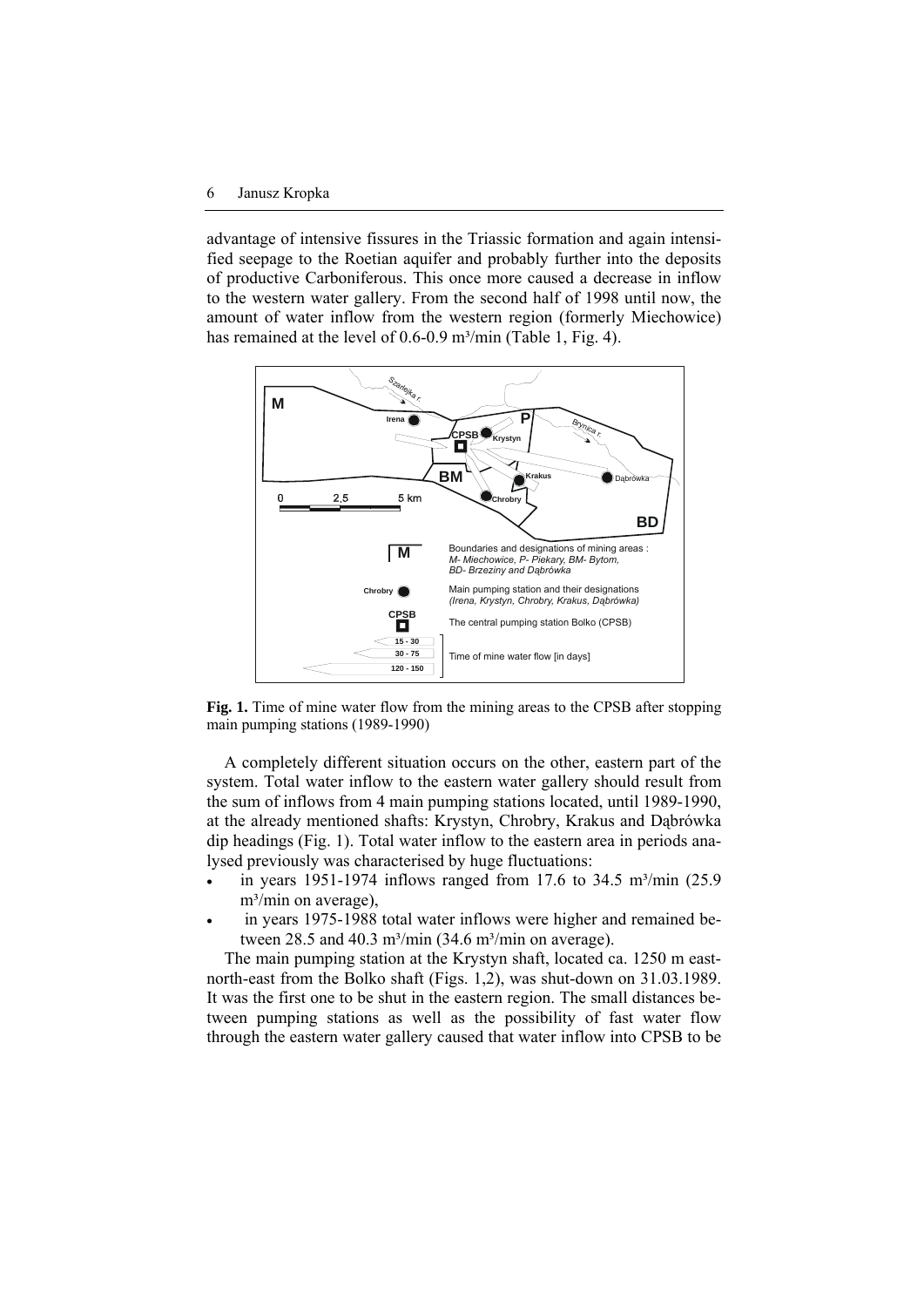advantage of intensive fissures in the Triassic formation and again intensified seepage to the Roetian aquifer and probably further into the deposits of productive Carboniferous. This once more caused a decrease in inflow to the western water gallery. From the second half of 1998 until now, the amount of water inflow from the western region (formerly Miechowice) has remained at the level of 0.6-0.9 m³/min (Table 1, Fig. 4).

**Fig. 1.** Time of mine water flow from the mining areas to the CPSB after stopping main pumping stations (1989-1990)

A completely different situation occurs on the other, eastern part of the system. Total water inflow to the eastern water gallery should result from the sum of inflows from 4 main pumping stations located, until 1989-1990, at the already mentioned shafts: Krystyn, Chrobry, Krakus and Dąbrówka dip headings (Fig. 1). Total water inflow to the eastern area in periods analysed previously was characterised by huge fluctuations:

- in years 1951-1974 inflows ranged from 17.6 to 34.5 m³/min (25.9 m³/min on average),
- in years 1975-1988 total water inflows were higher and remained between 28.5 and 40.3 m³/min (34.6 m³/min on average).

The main pumping station at the Krystyn shaft, located ca. 1250 m east-north-east from the Bolko shaft (Figs. 1,2), was shut-down on 31.03.1989. It was the first one to be shut in the eastern region. The small distances between pumping stations as well as the possibility of fast water flow through the eastern water gallery caused that water inflow into CPSB to be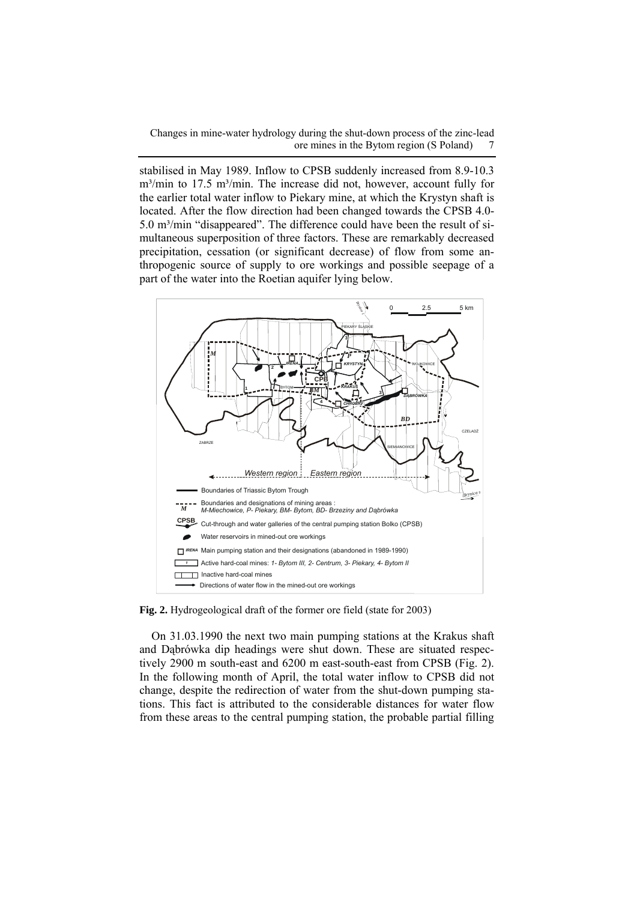stabilised in May 1989. Inflow to CPSB suddenly increased from 8.9-10.3 m³/min to 17.5 m³/min. The increase did not, however, account fully for the earlier total water inflow to Piekary mine, at which the Krystyn shaft is located. After the flow direction had been changed towards the CPSB 4.0-5.0 m³/min "disappeared". The difference could have been the result of simultaneous superposition of three factors. These are remarkably decreased precipitation, cessation (or significant decrease) of flow from some anthropogenic source of supply to ore workings and possible seepage of a part of the water into the Roetian aquifer lying below.

**Fig. 2.** Hydrogeological draft of the former ore field (state for 2003)

On 31.03.1990 the next two main pumping stations at the Krakus shaft and Dąbrówka dip headings were shut down. These are situated respectively 2900 m south-east and 6200 m east-south-east from CPSB (Fig. 2). In the following month of April, the total water inflow to CPSB did not change, despite the redirection of water from the shut-down pumping stations. This fact is attributed to the considerable distances for water flow from these areas to the central pumping station, the probable partial filling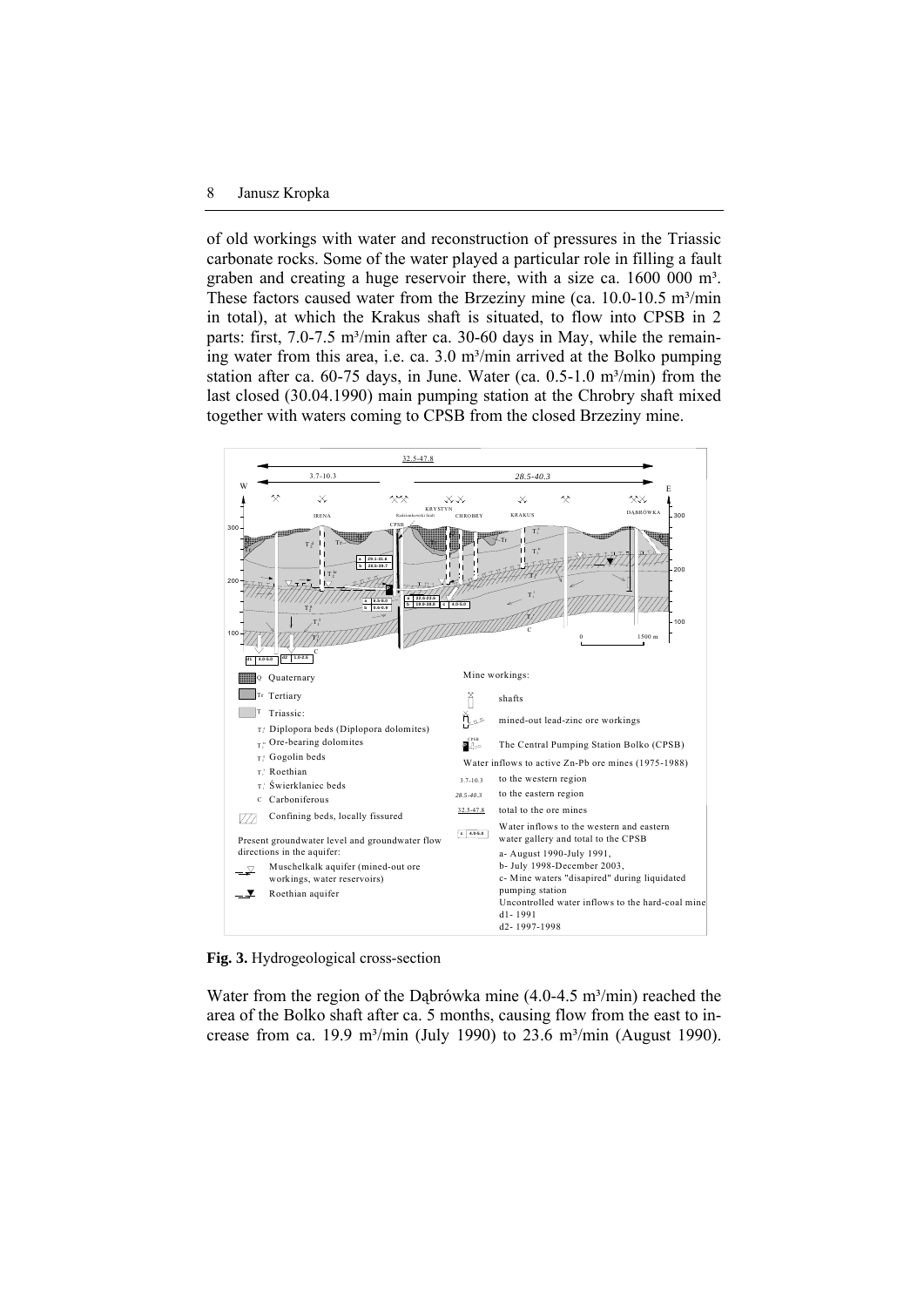of old workings with water and reconstruction of pressures in the Triassic carbonate rocks. Some of the water played a particular role in filling a fault graben and creating a huge reservoir there, with a size ca. 1600 000 m³. These factors caused water from the Brzeziny mine (ca. 10.0-10.5 m³/min in total), at which the Krakus shaft is situated, to flow into CPSB in 2 parts: first, 7.0-7.5 m³/min after ca. 30-60 days in May, while the remaining water from this area, i.e. ca. 3.0 m³/min arrived at the Bolko pumping station after ca. 60-75 days, in June. Water (ca. 0.5-1.0 m³/min) from the last closed (30.04.1990) main pumping station at the Chrobry shaft mixed together with waters coming to CPSB from the closed Brzeziny mine.

**Fig. 3.** Hydrogeological cross-section

Water from the region of the Dąbrówka mine (4.0-4.5 m³/min) reached the area of the Bolko shaft after ca. 5 months, causing flow from the east to increase from ca. 19.9 m³/min (July 1990) to 23.6 m³/min (August 1990).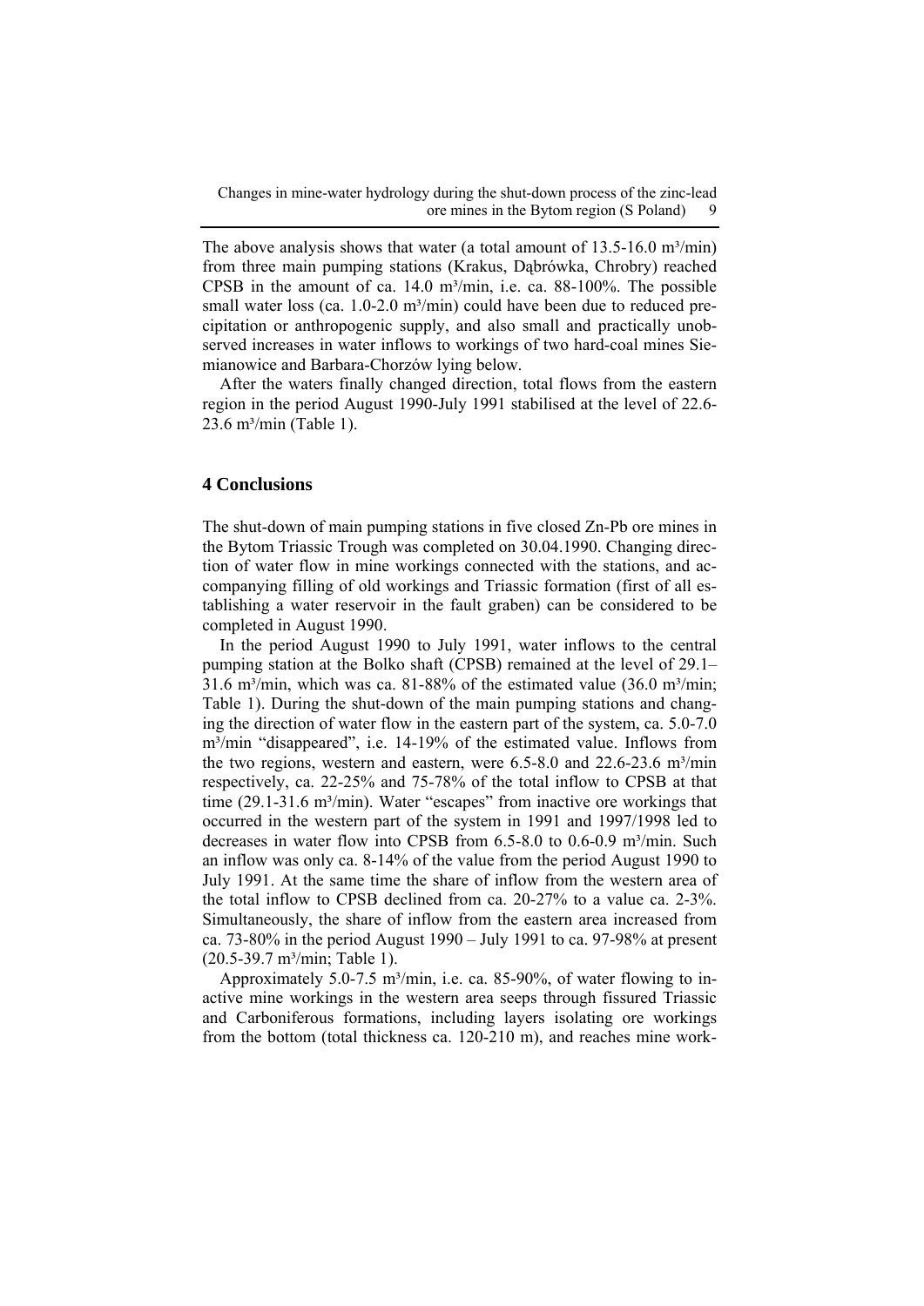The above analysis shows that water (a total amount of 13.5-16.0 m³/min) from three main pumping stations (Krakus, Dąbrówka, Chrobry) reached CPSB in the amount of ca. 14.0 m³/min, i.e. ca. 88-100%. The possible small water loss (ca. 1.0-2.0 m³/min) could have been due to reduced precipitation or anthropogenic supply, and also small and practically unobserved increases in water inflows to workings of two hard-coal mines Siemianowice and Barbara-Chorzów lying below.

After the waters finally changed direction, total flows from the eastern region in the period August 1990-July 1991 stabilised at the level of 22.6-23.6 m³/min (Table 1).

## 4 Conclusions

The shut-down of main pumping stations in five closed Zn-Pb ore mines in the Bytom Triassic Trough was completed on 30.04.1990. Changing direction of water flow in mine workings connected with the stations, and accompanying filling of old workings and Triassic formation (first of all establishing a water reservoir in the fault graben) can be considered to be completed in August 1990.

In the period August 1990 to July 1991, water inflows to the central pumping station at the Bolko shaft (CPSB) remained at the level of 29.1–31.6 m³/min, which was ca. 81-88% of the estimated value (36.0 m³/min; Table 1). During the shut-down of the main pumping stations and changing the direction of water flow in the eastern part of the system, ca. 5.0-7.0 m³/min "disappeared", i.e. 14-19% of the estimated value. Inflows from the two regions, western and eastern, were 6.5-8.0 and 22.6-23.6 m³/min respectively, ca. 22-25% and 75-78% of the total inflow to CPSB at that time (29.1-31.6 m³/min). Water "escapes" from inactive ore workings that occurred in the western part of the system in 1991 and 1997/1998 led to decreases in water flow into CPSB from 6.5-8.0 to 0.6-0.9 m³/min. Such an inflow was only ca. 8-14% of the value from the period August 1990 to July 1991. At the same time the share of inflow from the western area of the total inflow to CPSB declined from ca. 20-27% to a value ca. 2-3%. Simultaneously, the share of inflow from the eastern area increased from ca. 73-80% in the period August 1990 – July 1991 to ca. 97-98% at present (20.5-39.7 m³/min; Table 1).

Approximately 5.0-7.5 m³/min, i.e. ca. 85-90%, of water flowing to inactive mine workings in the western area seeps through fissured Triassic and Carboniferous formations, including layers isolating ore workings from the bottom (total thickness ca. 120-210 m), and reaches mine work-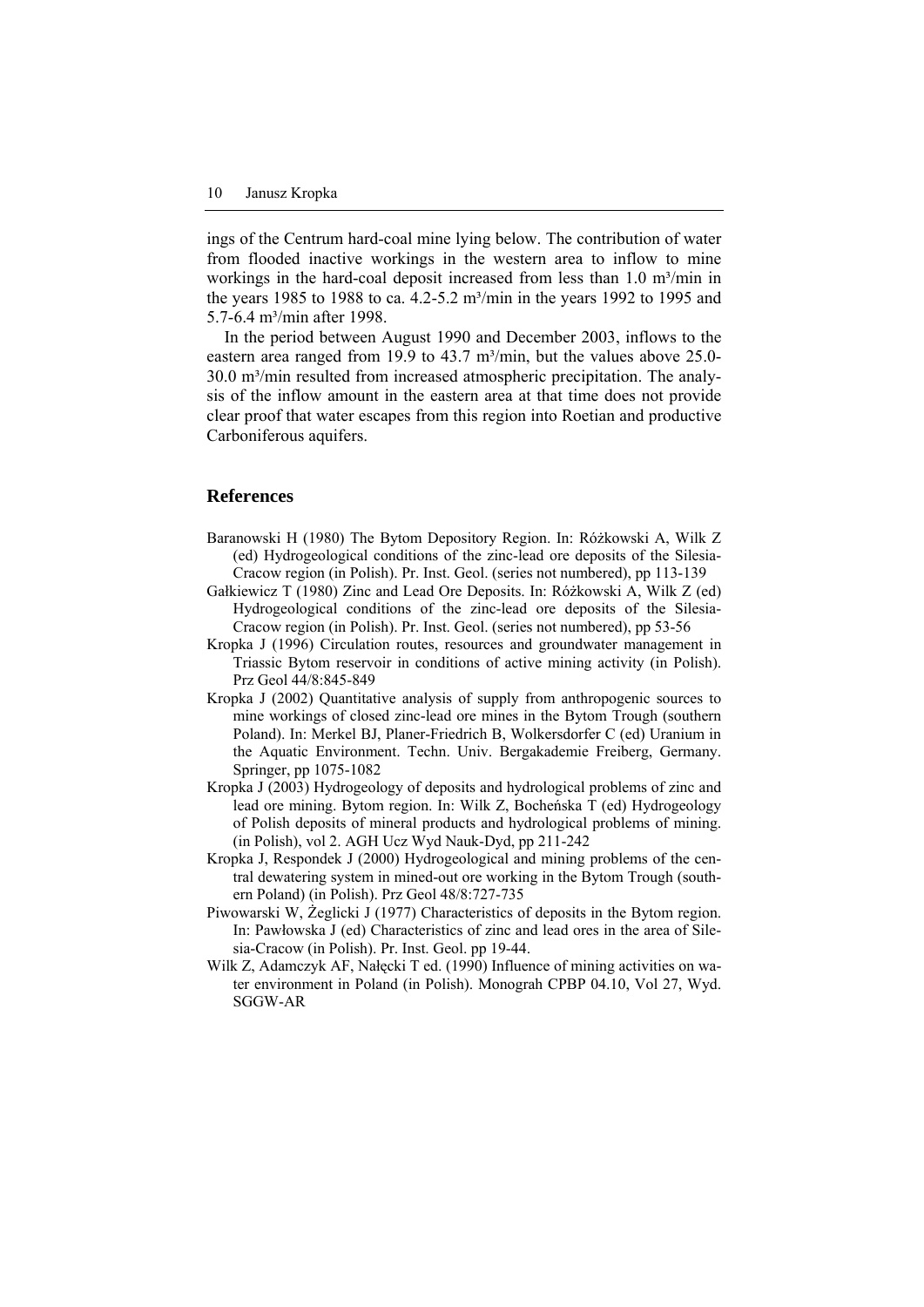ings of the Centrum hard-coal mine lying below. The contribution of water from flooded inactive workings in the western area to inflow to mine workings in the hard-coal deposit increased from less than 1.0 $m^3$/min in the years 1985 to 1988 to ca. 4.2-5.2 $m^3$/min in the years 1992 to 1995 and 5.7-6.4 $m^3$/min after 1998.

In the period between August 1990 and December 2003, inflows to the eastern area ranged from 19.9 to 43.7 $m^3$/min, but the values above 25.0-30.0 $m^3$/min resulted from increased atmospheric precipitation. The analysis of the inflow amount in the eastern area at that time does not provide clear proof that water escapes from this region into Roetian and productive Carboniferous aquifers.

## References

Baranowski H (1980) The Bytom Depository Region. In: Różkowski A, Wilk Z (ed) Hydrogeological conditions of the zinc-lead ore deposits of the Silesia-Cracow region (in Polish). Pr. Inst. Geol. (series not numbered), pp 113-139

Gałkiewicz T (1980) Zinc and Lead Ore Deposits. In: Różkowski A, Wilk Z (ed) Hydrogeological conditions of the zinc-lead ore deposits of the Silesia-Cracow region (in Polish). Pr. Inst. Geol. (series not numbered), pp 53-56

Kropka J (1996) Circulation routes, resources and groundwater management in Triassic Bytom reservoir in conditions of active mining activity (in Polish). Prz Geol 44/8:845-849

Kropka J (2002) Quantitative analysis of supply from anthropogenic sources to mine workings of closed zinc-lead ore mines in the Bytom Trough (southern Poland). In: Merkel BJ, Planer-Friedrich B, Wolkersdorfer C (ed) Uranium in the Aquatic Environment. Techn. Univ. Bergakademie Freiberg, Germany. Springer, pp 1075-1082

Kropka J (2003) Hydrogeology of deposits and hydrological problems of zinc and lead ore mining. Bytom region. In: Wilk Z, Bocheńska T (ed) Hydrogeology of Polish deposits of mineral products and hydrological problems of mining. (in Polish), vol 2. AGH Ucz Wyd Nauk-Dyd, pp 211-242

Kropka J, Respondek J (2000) Hydrogeological and mining problems of the central dewatering system in mined-out ore working in the Bytom Trough (southern Poland) (in Polish). Prz Geol 48/8:727-735

Piwowarski W, Żeglicki J (1977) Characteristics of deposits in the Bytom region. In: Pawłowska J (ed) Characteristics of zinc and lead ores in the area of Silesia-Cracow (in Polish). Pr. Inst. Geol. pp 19-44.

Wilk Z, Adamczyk AF, Nałęcki T ed. (1990) Influence of mining activities on water environment in Poland (in Polish). Monograh CPBP 04.10, Vol 27, Wyd. SGGW-AR